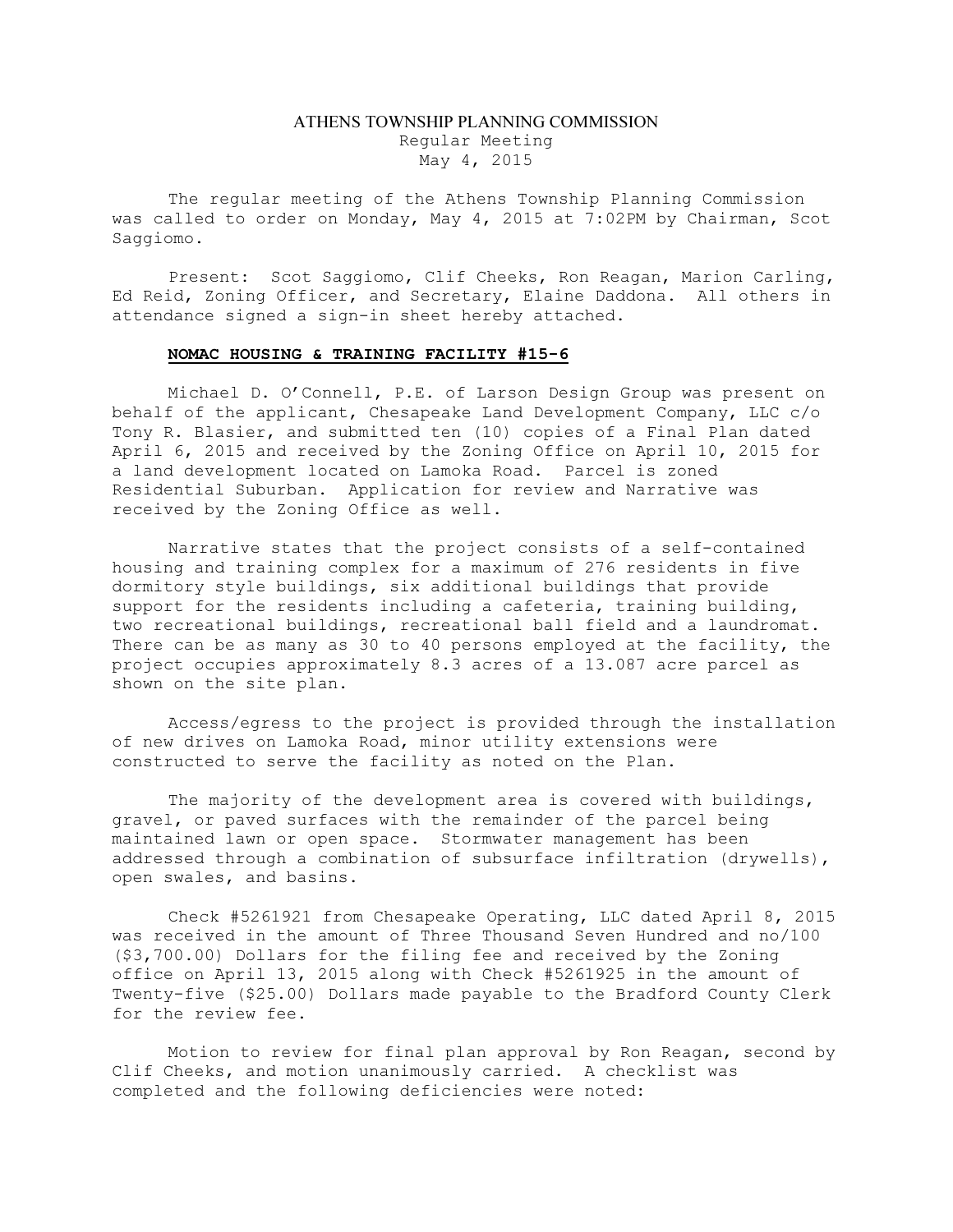# ATHENS TOWNSHIP PLANNING COMMISSION

Regular Meeting
May 4, 2015

The regular meeting of the Athens Township Planning Commission was called to order on Monday, May 4, 2015 at 7:02PM by Chairman, Scot Saggiomo.

Present: Scot Saggiomo, Clif Cheeks, Ron Reagan, Marion Carling, Ed Reid, Zoning Officer, and Secretary, Elaine Daddona. All others in attendance signed a sign-in sheet hereby attached.

**NOMAC HOUSING & TRAINING FACILITY #15-6**

Michael D. O'Connell, P.E. of Larson Design Group was present on behalf of the applicant, Chesapeake Land Development Company, LLC c/o Tony R. Blasier, and submitted ten (10) copies of a Final Plan dated April 6, 2015 and received by the Zoning Office on April 10, 2015 for a land development located on Lamoka Road. Parcel is zoned Residential Suburban. Application for review and Narrative was received by the Zoning Office as well.

Narrative states that the project consists of a self-contained housing and training complex for a maximum of 276 residents in five dormitory style buildings, six additional buildings that provide support for the residents including a cafeteria, training building, two recreational buildings, recreational ball field and a laundromat. There can be as many as 30 to 40 persons employed at the facility, the project occupies approximately 8.3 acres of a 13.087 acre parcel as shown on the site plan.

Access/egress to the project is provided through the installation of new drives on Lamoka Road, minor utility extensions were constructed to serve the facility as noted on the Plan.

The majority of the development area is covered with buildings, gravel, or paved surfaces with the remainder of the parcel being maintained lawn or open space. Stormwater management has been addressed through a combination of subsurface infiltration (drywells), open swales, and basins.

Check #5261921 from Chesapeake Operating, LLC dated April 8, 2015 was received in the amount of Three Thousand Seven Hundred and no/100 ($3,700.00) Dollars for the filing fee and received by the Zoning office on April 13, 2015 along with Check #5261925 in the amount of Twenty-five ($25.00) Dollars made payable to the Bradford County Clerk for the review fee.

Motion to review for final plan approval by Ron Reagan, second by Clif Cheeks, and motion unanimously carried. A checklist was completed and the following deficiencies were noted: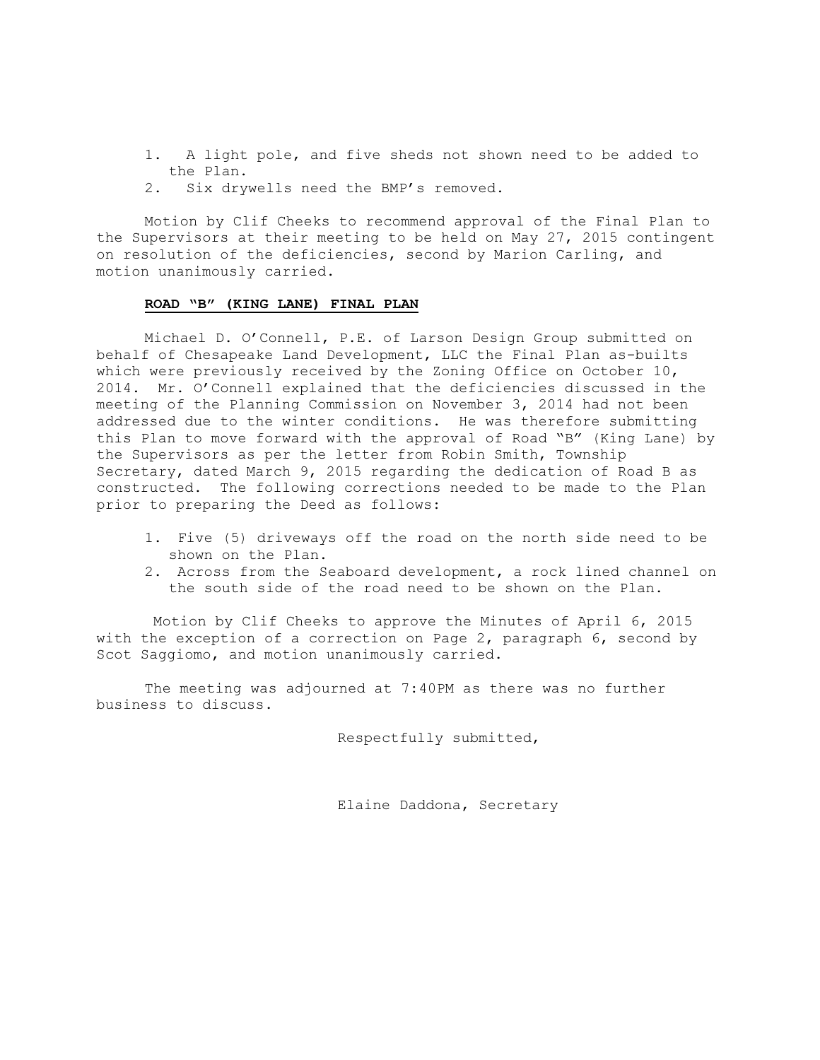1. A light pole, and five sheds not shown need to be added to the Plan.
2. Six drywells need the BMP's removed.

Motion by Clif Cheeks to recommend approval of the Final Plan to the Supervisors at their meeting to be held on May 27, 2015 contingent on resolution of the deficiencies, second by Marion Carling, and motion unanimously carried.

**ROAD "B" (KING LANE) FINAL PLAN**

Michael D. O'Connell, P.E. of Larson Design Group submitted on behalf of Chesapeake Land Development, LLC the Final Plan as-builts which were previously received by the Zoning Office on October 10, 2014. Mr. O'Connell explained that the deficiencies discussed in the meeting of the Planning Commission on November 3, 2014 had not been addressed due to the winter conditions. He was therefore submitting this Plan to move forward with the approval of Road "B" (King Lane) by the Supervisors as per the letter from Robin Smith, Township Secretary, dated March 9, 2015 regarding the dedication of Road B as constructed. The following corrections needed to be made to the Plan prior to preparing the Deed as follows:

1. Five (5) driveways off the road on the north side need to be shown on the Plan.
2. Across from the Seaboard development, a rock lined channel on the south side of the road need to be shown on the Plan.

Motion by Clif Cheeks to approve the Minutes of April 6, 2015 with the exception of a correction on Page 2, paragraph 6, second by Scot Saggiomo, and motion unanimously carried.

The meeting was adjourned at 7:40PM as there was no further business to discuss.

Respectfully submitted,

Elaine Daddona, Secretary